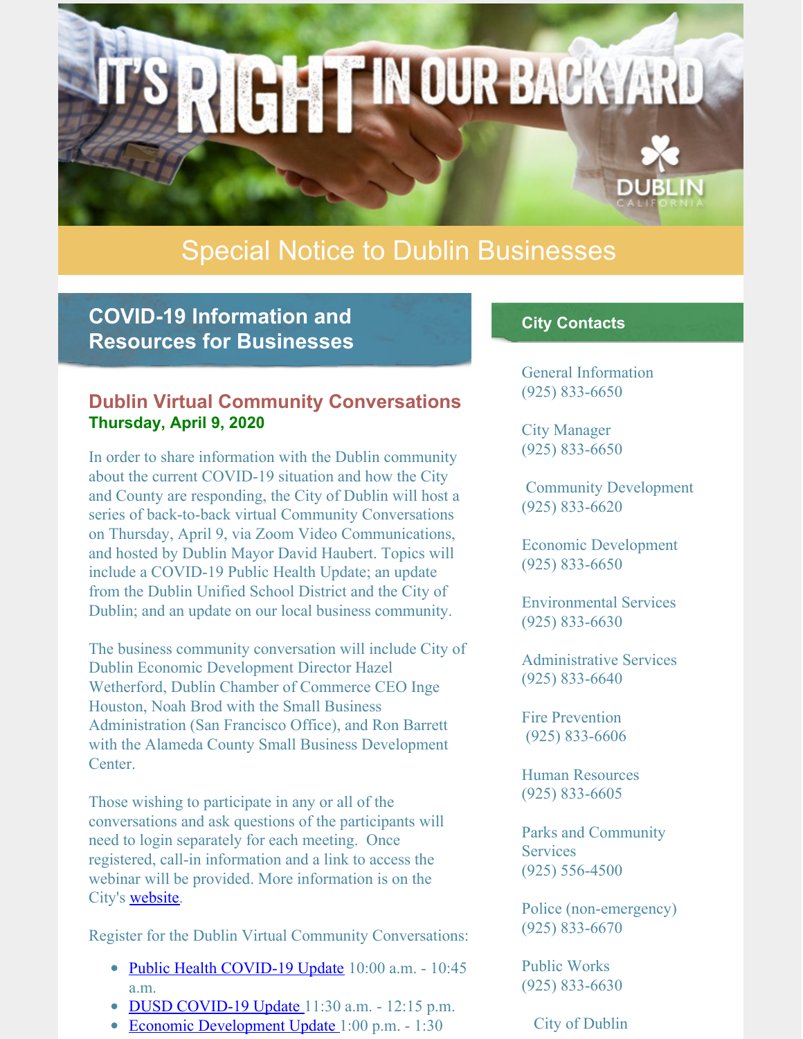# IT'S RIGHT IN OUR BACKYARD

DUBLIN CALIFORNIA

## Special Notice to Dublin Businesses

## COVID-19 Information and Resources for Businesses

### Dublin Virtual Community Conversations

**Thursday, April 9, 2020**

In order to share information with the Dublin community about the current COVID-19 situation and how the City and County are responding, the City of Dublin will host a series of back-to-back virtual Community Conversations on Thursday, April 9, via Zoom Video Communications, and hosted by Dublin Mayor David Haubert. Topics will include a COVID-19 Public Health Update; an update from the Dublin Unified School District and the City of Dublin; and an update on our local business community.

The business community conversation will include City of Dublin Economic Development Director Hazel Wetherford, Dublin Chamber of Commerce CEO Inge Houston, Noah Brod with the Small Business Administration (San Francisco Office), and Ron Barrett with the Alameda County Small Business Development Center.

Those wishing to participate in any or all of the conversations and ask questions of the participants will need to login separately for each meeting. Once registered, call-in information and a link to access the webinar will be provided. More information is on the City's website.

Register for the Dublin Virtual Community Conversations:

- Public Health COVID-19 Update 10:00 a.m. - 10:45 a.m.
- DUSD COVID-19 Update 11:30 a.m. - 12:15 p.m.
- Economic Development Update 1:00 p.m. - 1:30

### City Contacts

General Information
(925) 833-6650

City Manager
(925) 833-6650

Community Development
(925) 833-6620

Economic Development
(925) 833-6650

Environmental Services
(925) 833-6630

Administrative Services
(925) 833-6640

Fire Prevention
(925) 833-6606

Human Resources
(925) 833-6605

Parks and Community Services
(925) 556-4500

Police (non-emergency)
(925) 833-6670

Public Works
(925) 833-6630

City of Dublin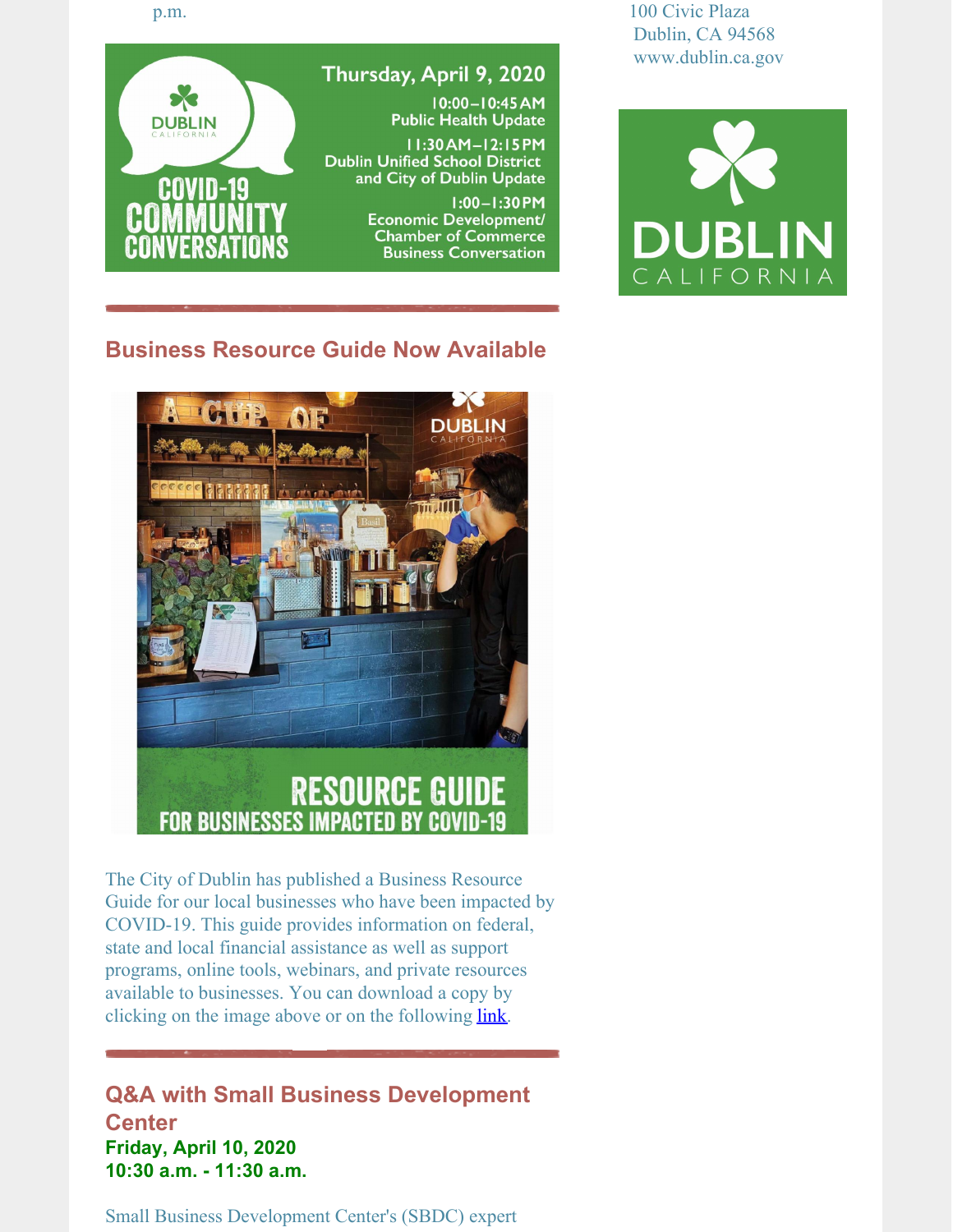p.m.

100 Civic Plaza
Dublin, CA 94568
www.dublin.ca.gov

Thursday, April 9, 2020

10:00–10:45 AM
Public Health Update

11:30 AM–12:15 PM
Dublin Unified School District and City of Dublin Update

1:00–1:30 PM
Economic Development/ Chamber of Commerce Business Conversation

## Business Resource Guide Now Available

The City of Dublin has published a Business Resource Guide for our local businesses who have been impacted by COVID-19. This guide provides information on federal, state and local financial assistance as well as support programs, online tools, webinars, and private resources available to businesses. You can download a copy by clicking on the image above or on the following link.

## Q&A with Small Business Development Center

**Friday, April 10, 2020**
**10:30 a.m. - 11:30 a.m.**

Small Business Development Center's (SBDC) expert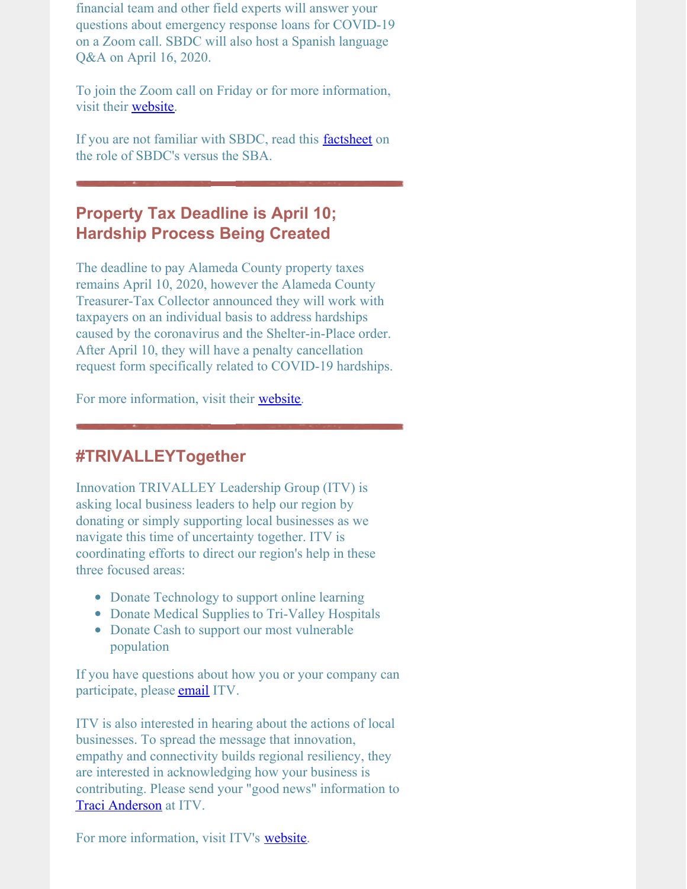financial team and other field experts will answer your questions about emergency response loans for COVID-19 on a Zoom call. SBDC will also host a Spanish language Q&A on April 16, 2020.

To join the Zoom call on Friday or for more information, visit their website.

If you are not familiar with SBDC, read this factsheet on the role of SBDC's versus the SBA.

---

## Property Tax Deadline is April 10; Hardship Process Being Created

The deadline to pay Alameda County property taxes remains April 10, 2020, however the Alameda County Treasurer-Tax Collector announced they will work with taxpayers on an individual basis to address hardships caused by the coronavirus and the Shelter-in-Place order. After April 10, they will have a penalty cancellation request form specifically related to COVID-19 hardships.

For more information, visit their website.

---

## #TRIVALLEYTogether

Innovation TRIVALLEY Leadership Group (ITV) is asking local business leaders to help our region by donating or simply supporting local businesses as we navigate this time of uncertainty together. ITV is coordinating efforts to direct our region's help in these three focused areas:

- Donate Technology to support online learning
- Donate Medical Supplies to Tri-Valley Hospitals
- Donate Cash to support our most vulnerable population

If you have questions about how you or your company can participate, please email ITV.

ITV is also interested in hearing about the actions of local businesses. To spread the message that innovation, empathy and connectivity builds regional resiliency, they are interested in acknowledging how your business is contributing. Please send your "good news" information to Traci Anderson at ITV.

For more information, visit ITV's website.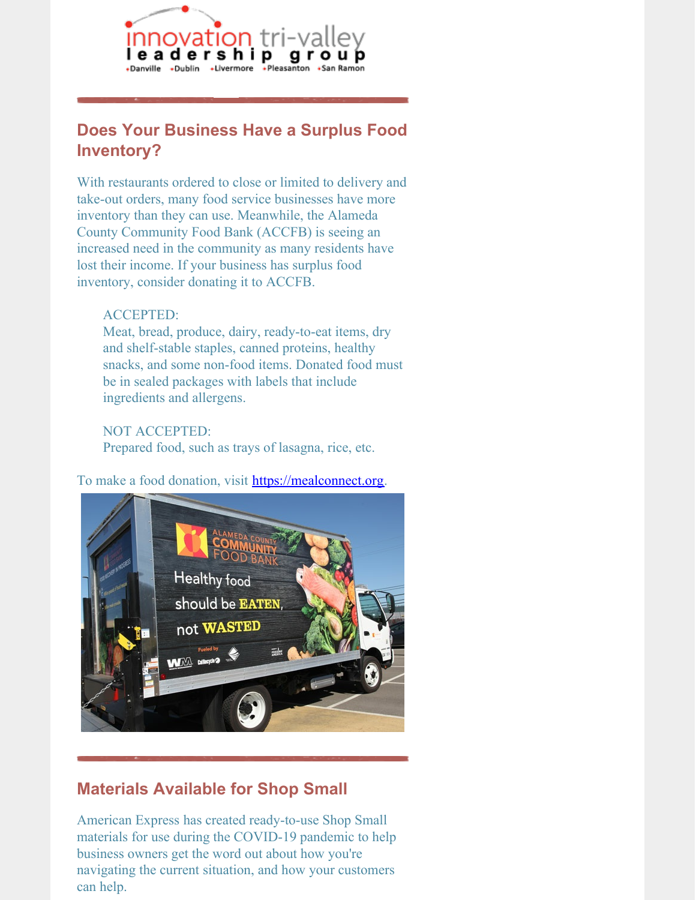## Does Your Business Have a Surplus Food Inventory?

With restaurants ordered to close or limited to delivery and take-out orders, many food service businesses have more inventory than they can use. Meanwhile, the Alameda County Community Food Bank (ACCFB) is seeing an increased need in the community as many residents have lost their income. If your business has surplus food inventory, consider donating it to ACCFB.

> ACCEPTED:
> Meat, bread, produce, dairy, ready-to-eat items, dry and shelf-stable staples, canned proteins, healthy snacks, and some non-food items. Donated food must be in sealed packages with labels that include ingredients and allergens.
>
> NOT ACCEPTED:
> Prepared food, such as trays of lasagna, rice, etc.

To make a food donation, visit https://mealconnect.org.

## Materials Available for Shop Small

American Express has created ready-to-use Shop Small materials for use during the COVID-19 pandemic to help business owners get the word out about how you're navigating the current situation, and how your customers can help.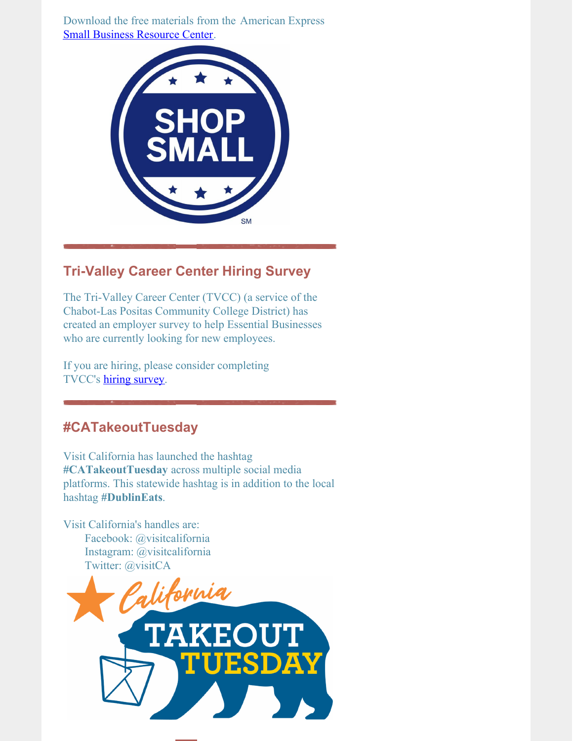Download the free materials from the American Express [Small Business Resource Center](#).

## Tri-Valley Career Center Hiring Survey

The Tri-Valley Career Center (TVCC) (a service of the Chabot-Las Positas Community College District) has created an employer survey to help Essential Businesses who are currently looking for new employees.

If you are hiring, please consider completing TVCC's [hiring survey](#).

## #CATakeoutTuesday

Visit California has launched the hashtag **#CATakeoutTuesday** across multiple social media platforms. This statewide hashtag is in addition to the local hashtag **#DublinEats**.

Visit California's handles are:

- Facebook: @visitcalifornia
- Instagram: @visitcalifornia
- Twitter: @visitCA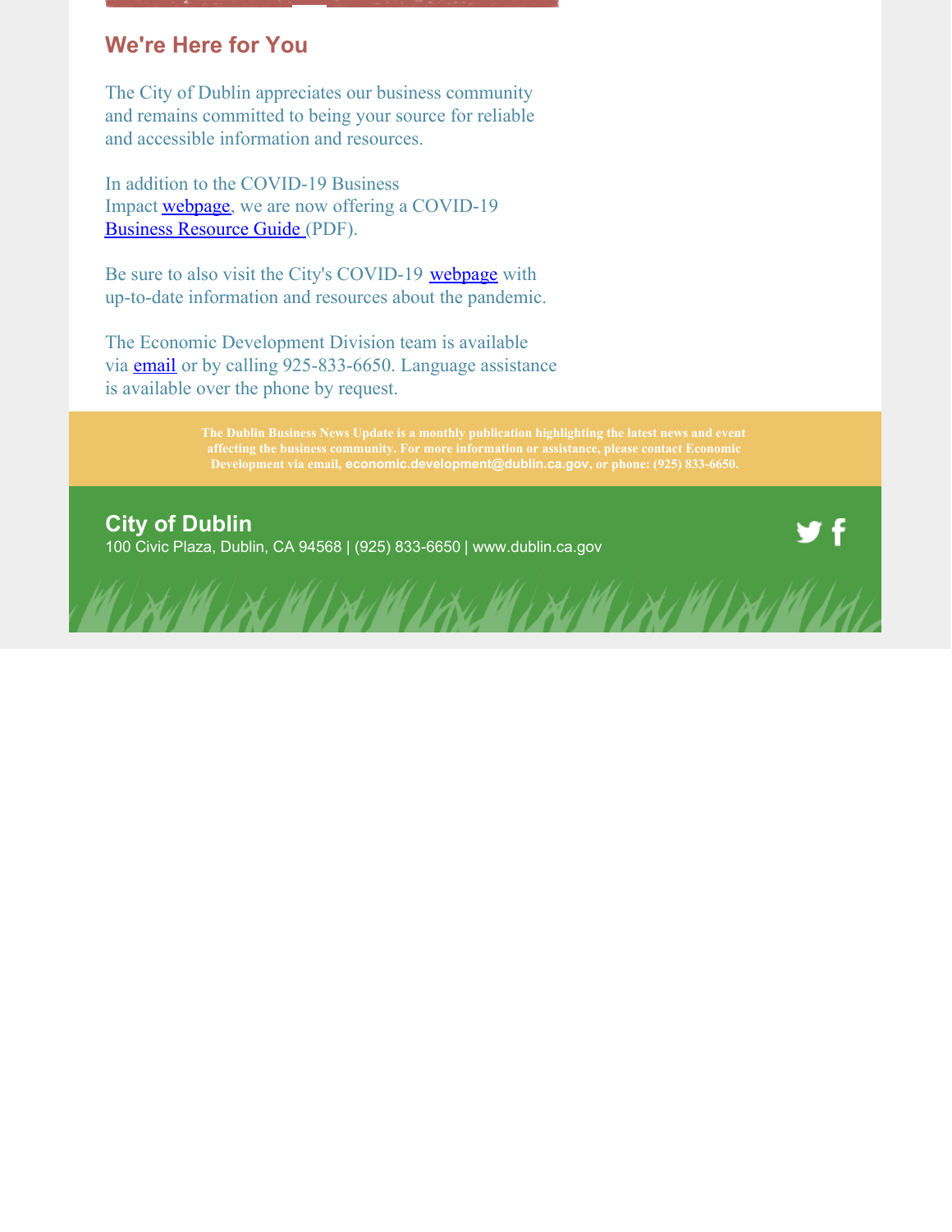## We're Here for You

The City of Dublin appreciates our business community and remains committed to being your source for reliable and accessible information and resources.

In addition to the COVID-19 Business Impact webpage, we are now offering a COVID-19 Business Resource Guide (PDF).

Be sure to also visit the City's COVID-19 webpage with up-to-date information and resources about the pandemic.

The Economic Development Division team is available via email or by calling 925-833-6650. Language assistance is available over the phone by request.

**The Dublin Business News Update is a monthly publication highlighting the latest news and event affecting the business community. For more information or assistance, please contact Economic Development via email, economic.development@dublin.ca.gov, or phone: (925) 833-6650.**

**City of Dublin**
100 Civic Plaza, Dublin, CA 94568 | (925) 833-6650 | www.dublin.ca.gov